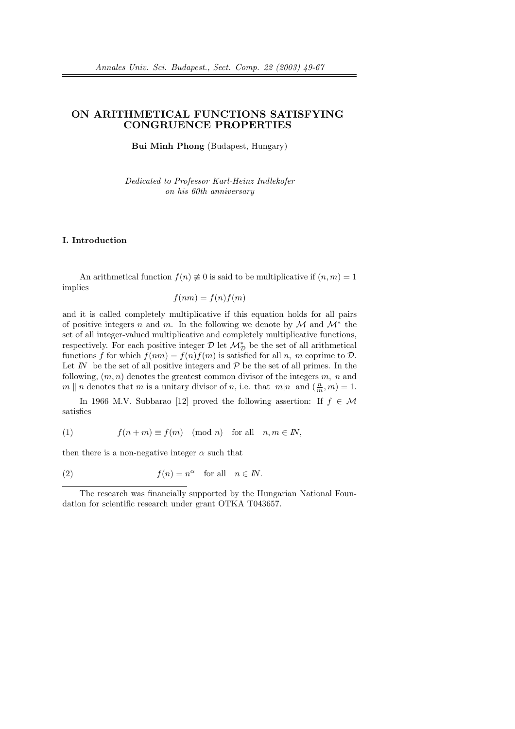# ON ARITHMETICAL FUNCTIONS SATISFYING CONGRUENCE PROPERTIES

**Bui Minh Phong** (Budapest, Hungary)

*Dedicated to Professor Karl-Heinz Indlekofer on his 60th anniversary*

## I. Introduction

An arithmetical function $f(n) \not\equiv 0$ is said to be multiplicative if $(n, m) = 1$ implies

$$f(nm) = f(n)f(m)$$

and it is called completely multiplicative if this equation holds for all pairs of positive integers $n$ and $m$. In the following we denote by $\mathcal{M}$ and $\mathcal{M}^*$ the set of all integer-valued multiplicative and completely multiplicative functions, respectively. For each positive integer $\mathcal{D}$ let $\mathcal{M}^*_{\mathcal{D}}$ be the set of all arithmetical functions $f$ for which $f(nm) = f(n)f(m)$ is satisfied for all $n,\ m$ coprime to $\mathcal{D}$. Let $I\!N$ be the set of all positive integers and $\mathcal{P}$ be the set of all primes. In the following, $(m, n)$ denotes the greatest common divisor of the integers $m,\ n$ and $m \parallel n$ denotes that $m$ is a unitary divisor of $n$, i.e. that $m|n$ and $(\frac{n}{m}, m) = 1$.

In 1966 M.V. Subbarao [12] proved the following assertion: If $f \in \mathcal{M}$ satisfies

$$f(n + m) \equiv f(m) \pmod{n} \quad \text{for all} \quad n, m \in I\!N, \tag{1}$$

then there is a non-negative integer $\alpha$ such that

$$f(n) = n^{\alpha} \quad \text{for all} \quad n \in I\!N. \tag{2}$$

The research was financially supported by the Hungarian National Foundation for scientific research under grant OTKA T043657.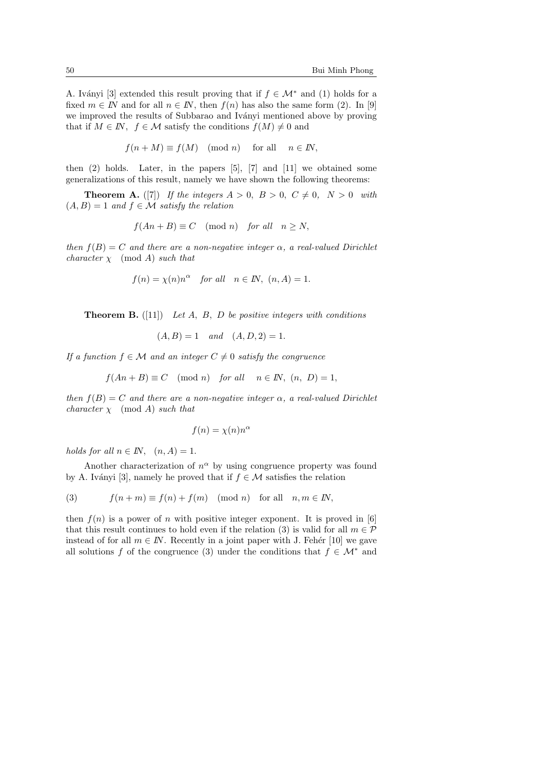A. Iványi [3] extended this result proving that if $f \in \mathcal{M}^*$ and (1) holds for a fixed $m \in I\!N$ and for all $n \in I\!N$, then $f(n)$ has also the same form (2). In [9] we improved the results of Subbarao and Iványi mentioned above by proving that if $M \in I\!N$, $f \in \mathcal{M}$ satisfy the conditions $f(M) \neq 0$ and

$$f(n+M) \equiv f(M) \pmod{n} \quad \text{for all} \quad n \in I\!N,$$

then (2) holds. Later, in the papers [5], [7] and [11] we obtained some generalizations of this result, namely we have shown the following theorems:

**Theorem A.** ([7]) *If the integers $A > 0$, $B > 0$, $C \neq 0$, $N > 0$ with $(A, B) = 1$ and $f \in \mathcal{M}$ satisfy the relation*

$$f(An+B) \equiv C \pmod{n} \quad \text{for all} \quad n \geq N,$$

*then $f(B) = C$ and there are a non-negative integer $\alpha$, a real-valued Dirichlet character $\chi \pmod{A}$ such that*

$$f(n) = \chi(n)n^{\alpha} \quad \text{for all} \quad n \in I\!N,\ (n, A) = 1.$$

**Theorem B.** ([11]) *Let $A$, $B$, $D$ be positive integers with conditions*

$$(A, B) = 1 \quad \text{and} \quad (A, D, 2) = 1.$$

*If a function $f \in \mathcal{M}$ and an integer $C \neq 0$ satisfy the congruence*

$$f(An+B) \equiv C \pmod{n} \quad \text{for all} \quad n \in I\!N,\ (n, D) = 1,$$

*then $f(B) = C$ and there are a non-negative integer $\alpha$, a real-valued Dirichlet character $\chi \pmod{A}$ such that*

$$f(n) = \chi(n)n^{\alpha}$$

*holds for all $n \in I\!N$, $(n, A) = 1$.*

Another characterization of $n^{\alpha}$ by using congruence property was found by A. Iványi [3], namely he proved that if $f \in \mathcal{M}$ satisfies the relation

$$f(n+m) \equiv f(n) + f(m) \pmod{n} \quad \text{for all} \quad n, m \in I\!N, \tag{3}$$

then $f(n)$ is a power of $n$ with positive integer exponent. It is proved in [6] that this result continues to hold even if the relation (3) is valid for all $m \in \mathcal{P}$ instead of for all $m \in I\!N$. Recently in a joint paper with J. Fehér [10] we gave all solutions $f$ of the congruence (3) under the conditions that $f \in \mathcal{M}^*$ and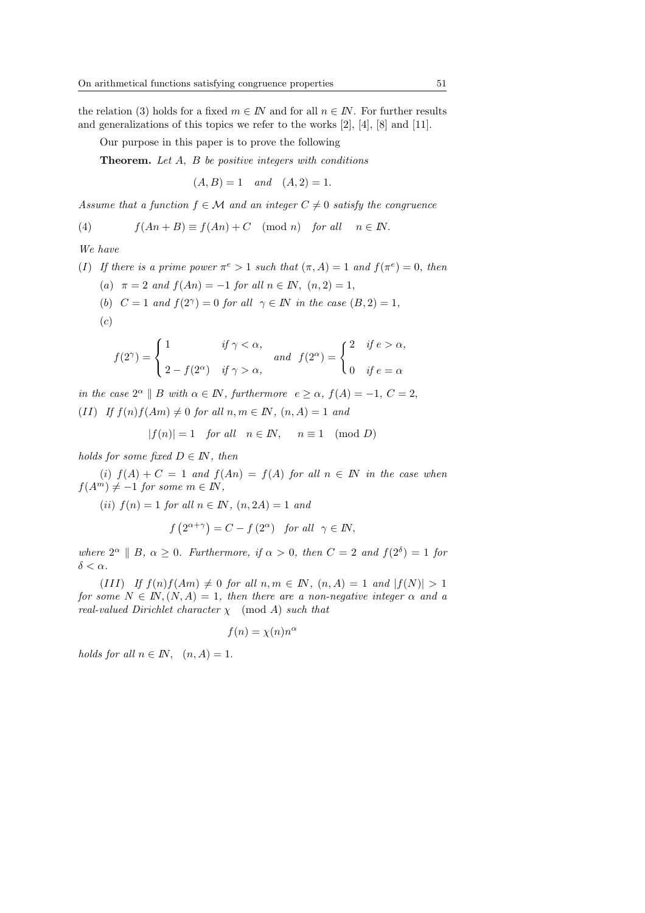the relation (3) holds for a fixed $m \in I\!N$ and for all $n \in I\!N$. For further results and generalizations of this topics we refer to the works [2], [4], [8] and [11].

Our purpose in this paper is to prove the following

**Theorem.** *Let $A$, $B$ be positive integers with conditions*

$$(A, B) = 1 \quad \text{and} \quad (A, 2) = 1.$$

*Assume that a function $f \in \mathcal{M}$ and an integer $C \neq 0$ satisfy the congruence*

$$f(An + B) \equiv f(An) + C \pmod{n} \quad \text{for all} \quad n \in I\!N. \tag{4}$$

*We have*

*(I) If there is a prime power $\pi^e > 1$ such that $(\pi, A) = 1$ and $f(\pi^e) = 0$, then*

*(a) $\pi = 2$ and $f(An) = -1$ for all $n \in I\!N$, $(n, 2) = 1$,*

*(b) $C = 1$ and $f(2^\gamma) = 0$ for all $\gamma \in I\!N$ in the case $(B, 2) = 1$,*

*(c)*

$$f(2^\gamma) = \begin{cases} 1 & \text{if } \gamma < \alpha, \\ 2 - f(2^\alpha) & \text{if } \gamma > \alpha, \end{cases} \quad \text{and} \quad f(2^\alpha) = \begin{cases} 2 & \text{if } e > \alpha, \\ 0 & \text{if } e = \alpha \end{cases}$$

*in the case $2^\alpha \parallel B$ with $\alpha \in I\!N$, furthermore $e \geq \alpha$, $f(A) = -1$, $C = 2$,*

*(II) If $f(n)f(Am) \neq 0$ for all $n, m \in I\!N$, $(n, A) = 1$ and*

$$|f(n)| = 1 \quad \text{for all} \quad n \in I\!N, \quad n \equiv 1 \pmod{D}$$

*holds for some fixed $D \in I\!N$, then*

*(i) $f(A) + C = 1$ and $f(An) = f(A)$ for all $n \in I\!N$ in the case when $f(A^m) \neq -1$ for some $m \in I\!N$,*

*(ii) $f(n) = 1$ for all $n \in I\!N$, $(n, 2A) = 1$ and*

$$f\left(2^{\alpha+\gamma}\right) = C - f\left(2^\alpha\right) \quad \text{for all} \quad \gamma \in I\!N,$$

*where $2^\alpha \parallel B$, $\alpha \geq 0$. Furthermore, if $\alpha > 0$, then $C = 2$ and $f(2^\delta) = 1$ for $\delta < \alpha$.*

*(III) If $f(n)f(Am) \neq 0$ for all $n, m \in I\!N$, $(n, A) = 1$ and $|f(N)| > 1$ for some $N \in I\!N, (N, A) = 1$, then there are a non-negative integer $\alpha$ and a real-valued Dirichlet character $\chi \pmod{A}$ such that*

$$f(n) = \chi(n) n^\alpha$$

*holds for all $n \in I\!N$, $(n, A) = 1$.*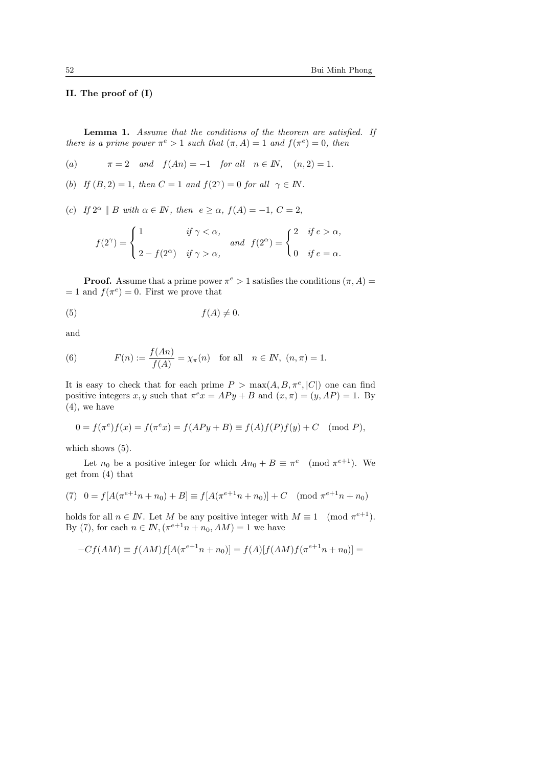## II. The proof of (I)

**Lemma 1.** *Assume that the conditions of the theorem are satisfied. If there is a prime power $\pi^e > 1$ such that $(\pi, A) = 1$ and $f(\pi^e) = 0$, then*

(a) $\qquad \pi = 2 \quad and \quad f(An) = -1 \quad for\ all \quad n \in I\!N, \quad (n, 2) = 1.$

(b) *If $(B, 2) = 1$, then $C = 1$ and $f(2^\gamma) = 0$ for all $\gamma \in I\!N$.*

(c) *If $2^\alpha \parallel B$ with $\alpha \in I\!N$, then $e \geq \alpha$, $f(A) = -1$, $C = 2$,*

$$f(2^\gamma) = \begin{cases} 1 & \text{if } \gamma < \alpha, \\ 2 - f(2^\alpha) & \text{if } \gamma > \alpha, \end{cases} \quad and \quad f(2^\alpha) = \begin{cases} 2 & \text{if } e > \alpha, \\ 0 & \text{if } e = \alpha. \end{cases}$$

**Proof.** Assume that a prime power $\pi^e > 1$ satisfies the conditions $(\pi, A) = 1$ and $f(\pi^e) = 0$. First we prove that

$$f(A) \neq 0. \tag{5}$$

and

$$F(n) := \frac{f(An)}{f(A)} = \chi_\pi(n) \quad \text{for all} \quad n \in I\!N,\ (n, \pi) = 1. \tag{6}$$

It is easy to check that for each prime $P > \max(A, B, \pi^e, |C|)$ one can find positive integers $x, y$ such that $\pi^e x = APy + B$ and $(x, \pi) = (y, AP) = 1$. By (4), we have

$$0 = f(\pi^e) f(x) = f(\pi^e x) = f(APy + B) \equiv f(A) f(P) f(y) + C \pmod{P},$$

which shows (5).

Let $n_0$ be a positive integer for which $An_0 + B \equiv \pi^e \pmod{\pi^{e+1}}$. We get from (4) that

$$0 = f[A(\pi^{e+1} n + n_0) + B] \equiv f[A(\pi^{e+1} n + n_0)] + C \pmod{\pi^{e+1} n + n_0} \tag{7}$$

holds for all $n \in I\!N$. Let $M$ be any positive integer with $M \equiv 1 \pmod{\pi^{e+1}}$. By (7), for each $n \in I\!N, (\pi^{e+1} n + n_0, AM) = 1$ we have

$$-Cf(AM) \equiv f(AM) f[A(\pi^{e+1} n + n_0)] = f(A)[f(AM) f(\pi^{e+1} n + n_0)] =$$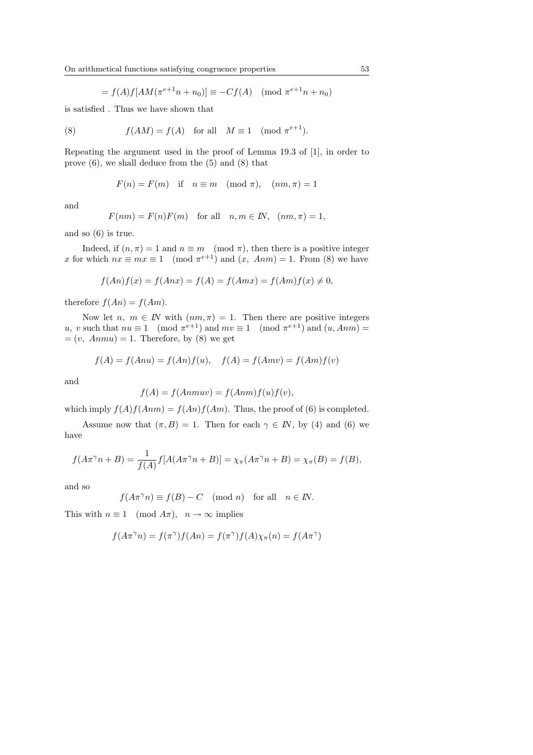$$= f(A)f[AM(\pi^{e+1}n + n_0)] \equiv -Cf(A) \pmod{\pi^{e+1}n + n_0}$$

is satisfied . Thus we have shown that

$$(8) \qquad f(AM) = f(A) \quad \text{for all} \quad M \equiv 1 \pmod{\pi^{e+1}}.$$

Repeating the argument used in the proof of Lemma 19.3 of [1], in order to prove (6), we shall deduce from the (5) and (8) that

$$F(n) = F(m) \quad \text{if} \quad n \equiv m \pmod{\pi}, \quad (nm, \pi) = 1$$

and

$$F(nm) = F(n)F(m) \quad \text{for all} \quad n, m \in I\!N, \quad (nm, \pi) = 1,$$

and so (6) is true.

Indeed, if $(n, \pi) = 1$ and $n \equiv m \pmod{\pi}$, then there is a positive integer $x$ for which $nx \equiv mx \equiv 1 \pmod{\pi^{e+1}}$ and $(x, Anm) = 1$. From (8) we have

$$f(An)f(x) = f(Anx) = f(A) = f(Amx) = f(Am)f(x) \neq 0,$$

therefore $f(An) = f(Am)$.

Now let $n, m \in I\!N$ with $(nm, \pi) = 1$. Then there are positive integers $u, v$ such that $nu \equiv 1 \pmod{\pi^{e+1}}$ and $mv \equiv 1 \pmod{\pi^{e+1}}$ and $(u, Anm) = (v, Anmu) = 1$. Therefore, by (8) we get

$$f(A) = f(Anu) = f(An)f(u), \quad f(A) = f(Amv) = f(Am)f(v)$$

and

$$f(A) = f(Anmuv) = f(Anm)f(u)f(v),$$

which imply $f(A)f(Anm) = f(An)f(Am)$. Thus, the proof of (6) is completed.

Assume now that $(\pi, B) = 1$. Then for each $\gamma \in I\!N$, by (4) and (6) we have

$$f(A\pi^\gamma n + B) = \frac{1}{f(A)} f[A(A\pi^\gamma n + B)] = \chi_\pi(A\pi^\gamma n + B) = \chi_\pi(B) = f(B),$$

and so

$$f(A\pi^\gamma n) \equiv f(B) - C \pmod{n} \quad \text{for all} \quad n \in I\!N.$$

This with $n \equiv 1 \pmod{A\pi}$, $n \to \infty$ implies

$$f(A\pi^\gamma n) = f(\pi^\gamma)f(An) = f(\pi^\gamma)f(A)\chi_\pi(n) = f(A\pi^\gamma)$$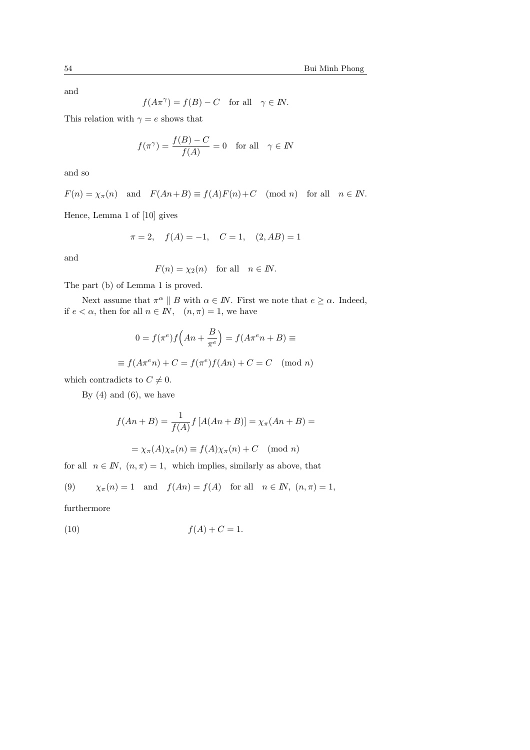and

$$f(A\pi^\gamma) = f(B) - C \quad \text{for all} \quad \gamma \in I\!N.$$

This relation with $\gamma = e$ shows that

$$f(\pi^\gamma) = \frac{f(B) - C}{f(A)} = 0 \quad \text{for all} \quad \gamma \in I\!N$$

and so

$$F(n) = \chi_\pi(n) \quad \text{and} \quad F(An+B) \equiv f(A)F(n) + C \pmod{n} \quad \text{for all} \quad n \in I\!N.$$

Hence, Lemma 1 of [10] gives

$$\pi = 2, \quad f(A) = -1, \quad C = 1, \quad (2, AB) = 1$$

and

$$F(n) = \chi_2(n) \quad \text{for all} \quad n \in I\!N.$$

The part (b) of Lemma 1 is proved.

Next assume that $\pi^\alpha \parallel B$ with $\alpha \in I\!N$. First we note that $e \geq \alpha$. Indeed, if $e < \alpha$, then for all $n \in I\!N, \quad (n, \pi) = 1$, we have

$$0 = f(\pi^e) f\Big(An + \frac{B}{\pi^e}\Big) = f(A\pi^e n + B) \equiv$$

$$\equiv f(A\pi^e n) + C = f(\pi^e) f(An) + C = C \pmod{n}$$

which contradicts to $C \neq 0$.

By (4) and (6), we have

$$f(An + B) = \frac{1}{f(A)} f\left[A(An + B)\right] = \chi_\pi(An + B) =$$

$$= \chi_\pi(A)\chi_\pi(n) \equiv f(A)\chi_\pi(n) + C \pmod{n}$$

for all $n \in I\!N, \ (n, \pi) = 1$, which implies, similarly as above, that

$$\chi_\pi(n) = 1 \quad \text{and} \quad f(An) = f(A) \quad \text{for all} \quad n \in I\!N, \ (n, \pi) = 1, \tag{9}$$

furthermore

$$f(A) + C = 1. \tag{10}$$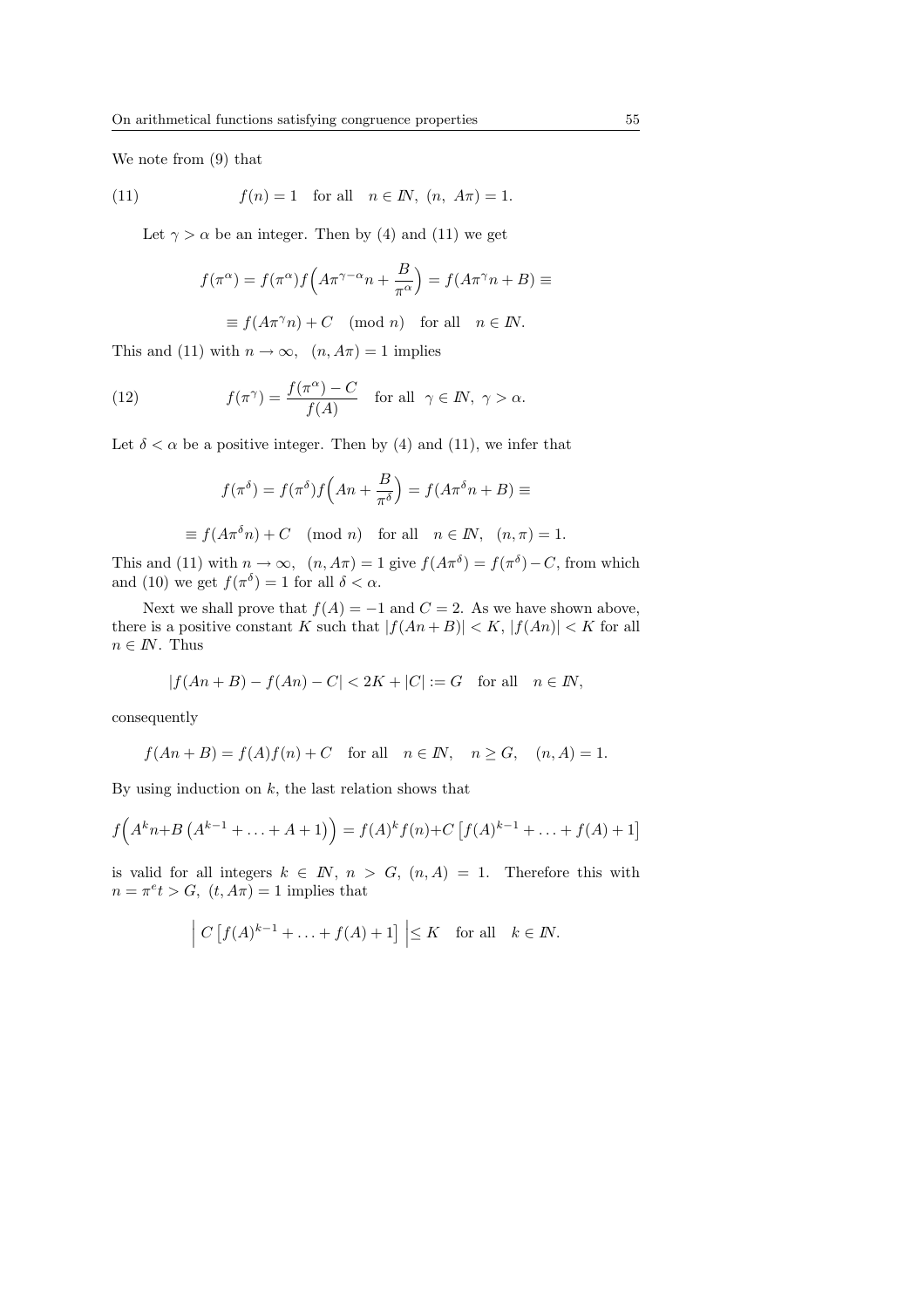We note from (9) that

$$f(n) = 1 \quad \text{for all} \quad n \in \mathbb{N},\ (n,\ A\pi) = 1. \tag{11}$$

Let $\gamma > \alpha$ be an integer. Then by (4) and (11) we get

$$f(\pi^\alpha) = f(\pi^\alpha) f\Big(A\pi^{\gamma-\alpha} n + \frac{B}{\pi^\alpha}\Big) = f(A\pi^\gamma n + B) \equiv$$

$$\equiv f(A\pi^\gamma n) + C \pmod{n} \quad \text{for all} \quad n \in \mathbb{N}.$$

This and (11) with $n \to \infty$, $(n, A\pi) = 1$ implies

$$f(\pi^\gamma) = \frac{f(\pi^\alpha) - C}{f(A)} \quad \text{for all} \ \ \gamma \in \mathbb{N},\ \gamma > \alpha. \tag{12}$$

Let $\delta < \alpha$ be a positive integer. Then by (4) and (11), we infer that

$$f(\pi^\delta) = f(\pi^\delta) f\Big(An + \frac{B}{\pi^\delta}\Big) = f(A\pi^\delta n + B) \equiv$$

$$\equiv f(A\pi^\delta n) + C \pmod{n} \quad \text{for all} \quad n \in \mathbb{N},\ \ (n, \pi) = 1.$$

This and (11) with $n \to \infty$, $(n, A\pi) = 1$ give $f(A\pi^\delta) = f(\pi^\delta) - C$, from which and (10) we get $f(\pi^\delta) = 1$ for all $\delta < \alpha$.

Next we shall prove that $f(A) = -1$ and $C = 2$. As we have shown above, there is a positive constant $K$ such that $|f(An+B)| < K$, $|f(An)| < K$ for all $n \in \mathbb{N}$. Thus

$$|f(An+B) - f(An) - C| < 2K + |C| := G \quad \text{for all} \quad n \in \mathbb{N},$$

consequently

$$f(An+B) = f(A)f(n) + C \quad \text{for all} \quad n \in \mathbb{N}, \quad n \geq G, \quad (n, A) = 1.$$

By using induction on $k$, the last relation shows that

$$f\Big(A^k n + B\left(A^{k-1} + \ldots + A + 1\right)\Big) = f(A)^k f(n) + C\left[f(A)^{k-1} + \ldots + f(A) + 1\right]$$

is valid for all integers $k \in \mathbb{N}$, $n > G$, $(n, A) = 1$. Therefore this with $n = \pi^e t > G$, $(t, A\pi) = 1$ implies that

$$\Big|\ C\left[f(A)^{k-1} + \ldots + f(A) + 1\right]\ \Big| \leq K \quad \text{for all} \quad k \in \mathbb{N}.$$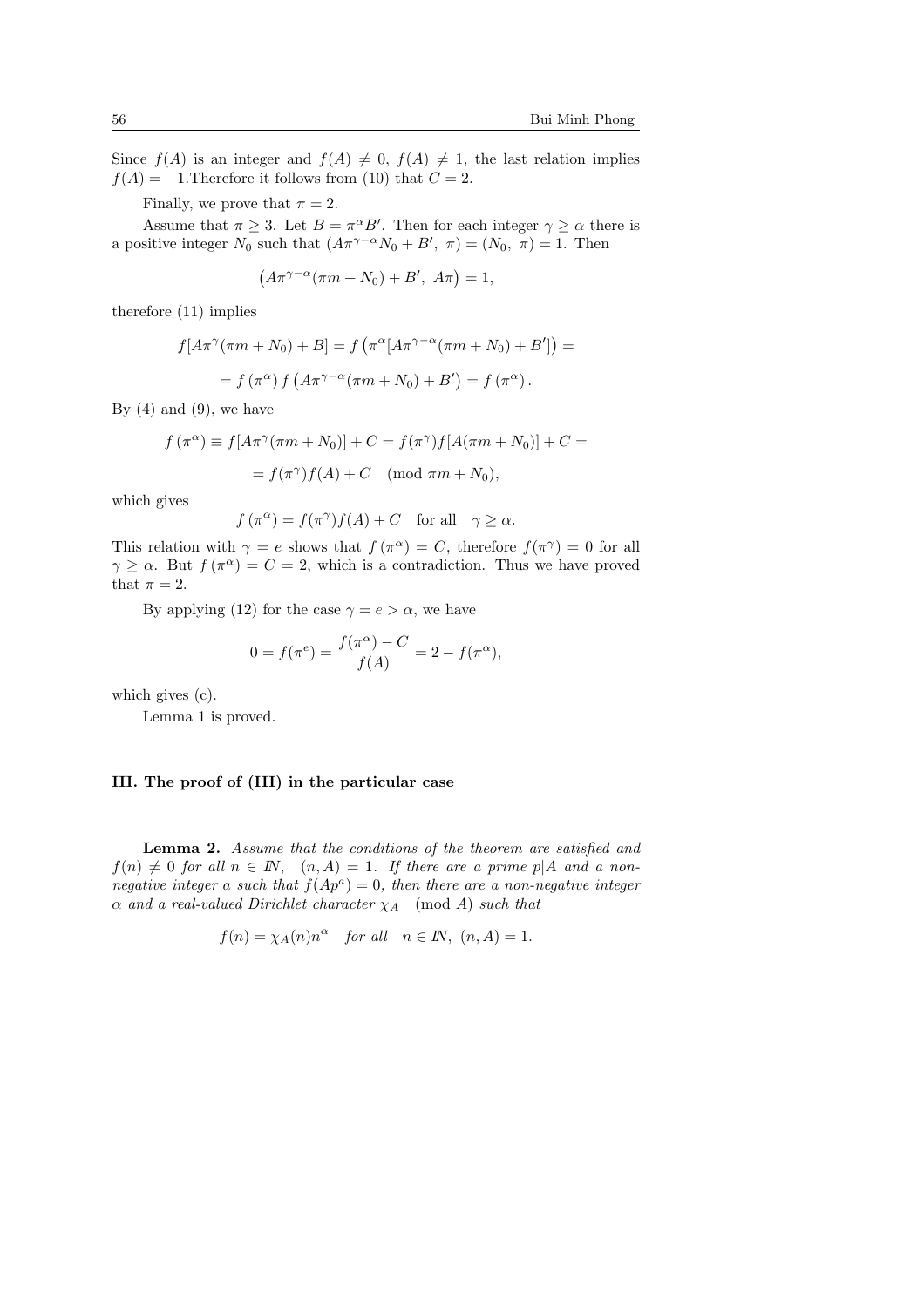Since $f(A)$ is an integer and $f(A) \neq 0$, $f(A) \neq 1$, the last relation implies $f(A) = -1$. Therefore it follows from (10) that $C = 2$.

Finally, we prove that $\pi = 2$.

Assume that $\pi \geq 3$. Let $B = \pi^\alpha B'$. Then for each integer $\gamma \geq \alpha$ there is a positive integer $N_0$ such that $(A\pi^{\gamma-\alpha}N_0 + B',\ \pi) = (N_0,\ \pi) = 1$. Then

$$\left(A\pi^{\gamma-\alpha}(\pi m + N_0) + B',\ A\pi\right) = 1,$$

therefore (11) implies

$$f[A\pi^\gamma(\pi m + N_0) + B] = f\left(\pi^\alpha[A\pi^{\gamma-\alpha}(\pi m + N_0) + B']\right) =$$

$$= f\left(\pi^\alpha\right) f\left(A\pi^{\gamma-\alpha}(\pi m + N_0) + B'\right) = f\left(\pi^\alpha\right).$$

By (4) and (9), we have

$$f\left(\pi^\alpha\right) \equiv f[A\pi^\gamma(\pi m + N_0)] + C = f(\pi^\gamma) f[A(\pi m + N_0)] + C =$$

$$= f(\pi^\gamma) f(A) + C \pmod{\pi m + N_0},$$

which gives

$$f\left(\pi^\alpha\right) = f(\pi^\gamma) f(A) + C \quad \text{for all} \quad \gamma \geq \alpha.$$

This relation with $\gamma = e$ shows that $f\left(\pi^\alpha\right) = C$, therefore $f(\pi^\gamma) = 0$ for all $\gamma \geq \alpha$. But $f\left(\pi^\alpha\right) = C = 2$, which is a contradiction. Thus we have proved that $\pi = 2$.

By applying (12) for the case $\gamma = e > \alpha$, we have

$$0 = f(\pi^e) = \frac{f(\pi^\alpha) - C}{f(A)} = 2 - f(\pi^\alpha),$$

which gives (c).

Lemma 1 is proved.

## III. The proof of (III) in the particular case

**Lemma 2.** *Assume that the conditions of the theorem are satisfied and $f(n) \neq 0$ for all $n \in \mathbb{N}$, $(n, A) = 1$. If there are a prime $p|A$ and a non-negative integer $a$ such that $f(Ap^a) = 0$, then there are a non-negative integer $\alpha$ and a real-valued Dirichlet character $\chi_A \pmod{A}$ such that*

$$f(n) = \chi_A(n) n^\alpha \quad \textit{for all} \quad n \in \mathbb{N},\ (n, A) = 1.$$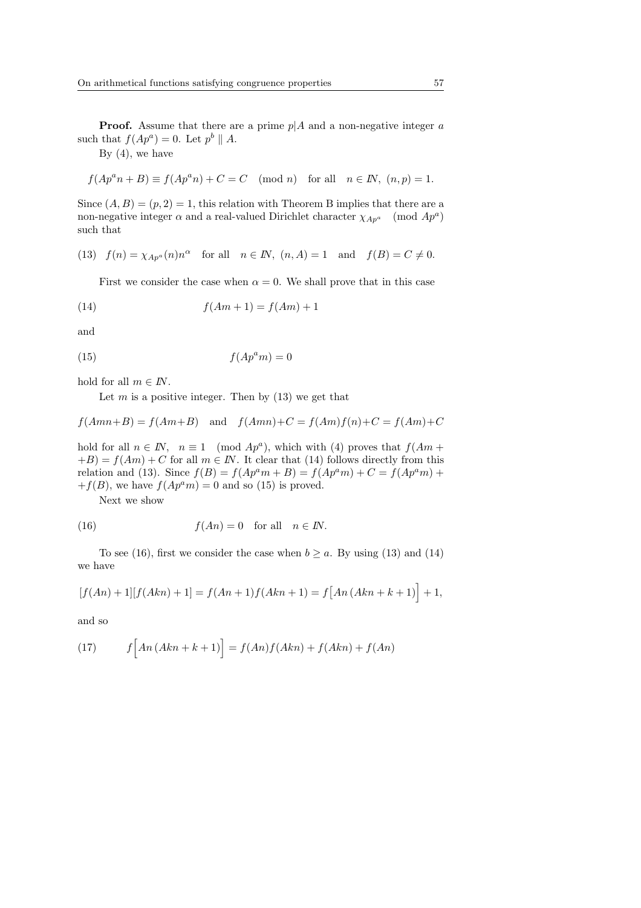**Proof.** Assume that there are a prime $p|A$ and a non-negative integer $a$ such that $f(Ap^a) = 0$. Let $p^b \parallel A$.

By (4), we have

$$f(Ap^a n + B) \equiv f(Ap^a n) + C = C \pmod{n} \quad \text{for all} \quad n \in I\!N, \ (n, p) = 1.$$

Since $(A, B) = (p, 2) = 1$, this relation with Theorem B implies that there are a non-negative integer $\alpha$ and a real-valued Dirichlet character $\chi_{Ap^a} \pmod{Ap^a}$ such that

$$\text{(13)} \quad f(n) = \chi_{Ap^a}(n) n^\alpha \quad \text{for all} \quad n \in I\!N, \ (n, A) = 1 \quad \text{and} \quad f(B) = C \neq 0.$$

First we consider the case when $\alpha = 0$. We shall prove that in this case

$$\text{(14)} \qquad f(Am + 1) = f(Am) + 1$$

and

$$\text{(15)} \qquad f(Ap^a m) = 0$$

hold for all $m \in I\!N$.

Let $m$ is a positive integer. Then by (13) we get that

$$f(Amn+B) = f(Am+B) \quad \text{and} \quad f(Amn)+C = f(Am)f(n)+C = f(Am)+C$$

hold for all $n \in I\!N$, $n \equiv 1 \pmod{Ap^a}$, which with (4) proves that $f(Am + +B) = f(Am) + C$ for all $m \in I\!N$. It clear that (14) follows directly from this relation and (13). Since $f(B) = f(Ap^a m + B) = f(Ap^a m) + C = f(Ap^a m) + +f(B)$, we have $f(Ap^a m) = 0$ and so (15) is proved.

Next we show

$$\text{(16)} \qquad f(An) = 0 \quad \text{for all} \quad n \in I\!N.$$

To see (16), first we consider the case when $b \geq a$. By using (13) and (14) we have

$$[f(An) + 1][f(Akn) + 1] = f(An + 1)f(Akn + 1) = f\big[An\,(Akn + k + 1)\big] + 1,$$

and so

$$\text{(17)} \qquad f\Big[An\,(Akn + k + 1)\Big] = f(An)f(Akn) + f(Akn) + f(An)$$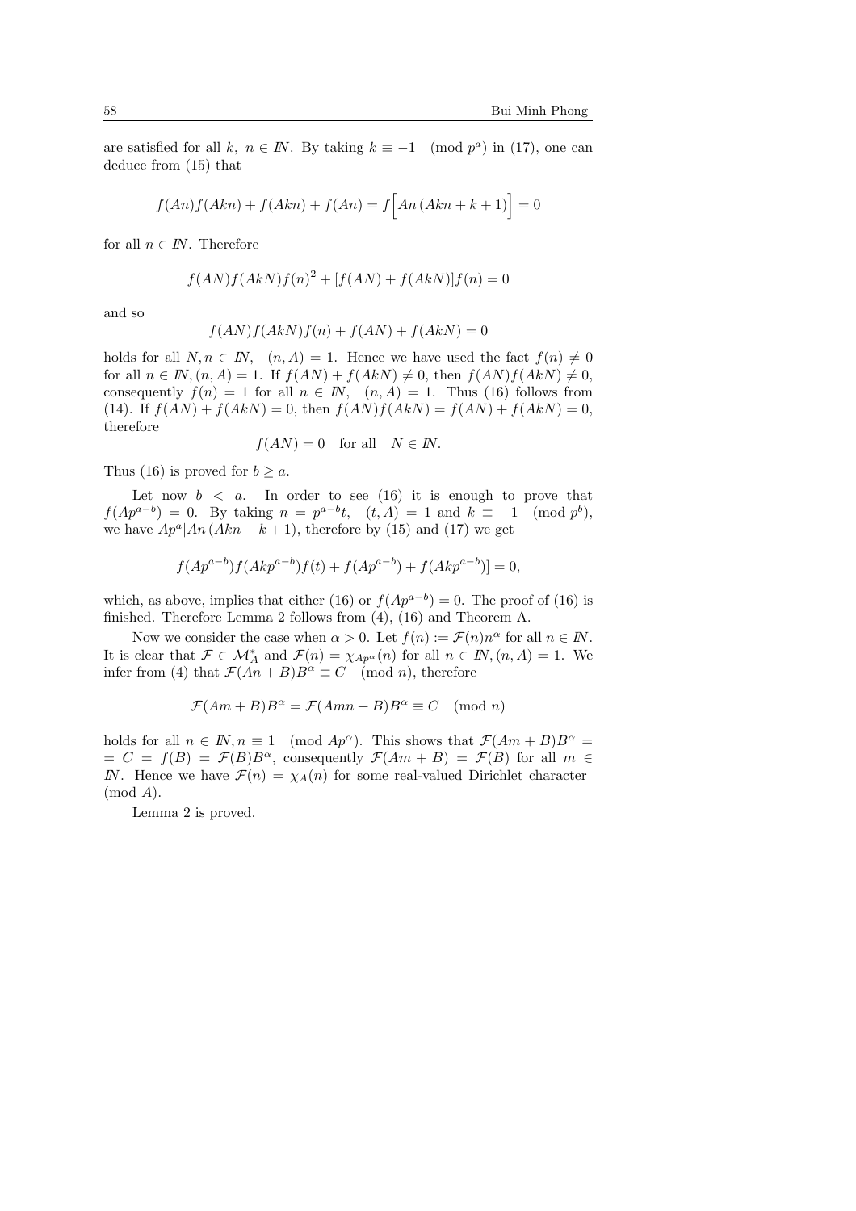are satisfied for all $k,\ n \in I\!N$. By taking $k \equiv -1 \pmod{p^a}$ in (17), one can deduce from (15) that

$$f(An)f(Akn) + f(Akn) + f(An) = f\Big[An\,(Akn + k + 1)\Big] = 0$$

for all $n \in I\!N$. Therefore

$$f(AN)f(AkN)f(n)^2 + [f(AN) + f(AkN)]f(n) = 0$$

and so

$$f(AN)f(AkN)f(n) + f(AN) + f(AkN) = 0$$

holds for all $N, n \in I\!N,\quad (n, A) = 1$. Hence we have used the fact $f(n) \neq 0$ for all $n \in I\!N, (n, A) = 1$. If $f(AN) + f(AkN) \neq 0$, then $f(AN)f(AkN) \neq 0$, consequently $f(n) = 1$ for all $n \in I\!N,\quad (n, A) = 1$. Thus (16) follows from (14). If $f(AN) + f(AkN) = 0$, then $f(AN)f(AkN) = f(AN) + f(AkN) = 0$, therefore

$$f(AN) = 0 \quad \text{for all} \quad N \in I\!N.$$

Thus (16) is proved for $b \geq a$.

Let now $b < a$. In order to see (16) it is enough to prove that $f(Ap^{a-b}) = 0$. By taking $n = p^{a-b}t,\quad (t, A) = 1$ and $k \equiv -1 \pmod{p^b}$, we have $Ap^a | An\,(Akn + k + 1)$, therefore by (15) and (17) we get

$$f(Ap^{a-b})f(Akp^{a-b})f(t) + f(Ap^{a-b}) + f(Akp^{a-b})] = 0,$$

which, as above, implies that either (16) or $f(Ap^{a-b}) = 0$. The proof of (16) is finished. Therefore Lemma 2 follows from (4), (16) and Theorem A.

Now we consider the case when $\alpha > 0$. Let $f(n) := \mathcal{F}(n)n^\alpha$ for all $n \in I\!N$. It is clear that $\mathcal{F} \in \mathcal{M}_A^*$ and $\mathcal{F}(n) = \chi_{Ap^\alpha}(n)$ for all $n \in I\!N, (n, A) = 1$. We infer from (4) that $\mathcal{F}(An + B)B^\alpha \equiv C \pmod{n}$, therefore

$$\mathcal{F}(Am + B)B^\alpha = \mathcal{F}(Amn + B)B^\alpha \equiv C \pmod{n}$$

holds for all $n \in I\!N, n \equiv 1 \pmod{Ap^\alpha}$. This shows that $\mathcal{F}(Am + B)B^\alpha = C = f(B) = \mathcal{F}(B)B^\alpha$, consequently $\mathcal{F}(Am + B) = \mathcal{F}(B)$ for all $m \in I\!N$. Hence we have $\mathcal{F}(n) = \chi_A(n)$ for some real-valued Dirichlet character $\pmod{A}$.

Lemma 2 is proved.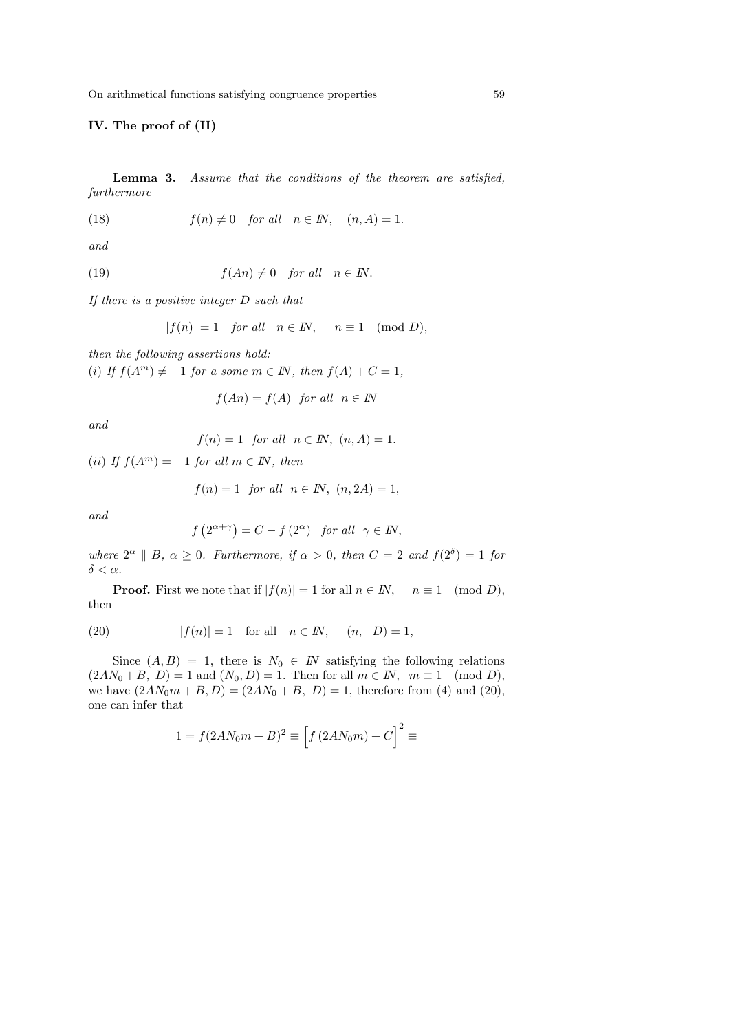## IV. The proof of (II)

**Lemma 3.** *Assume that the conditions of the theorem are satisfied, furthermore*

$$f(n) \neq 0 \quad \text{for all} \quad n \in \mathbb{N}, \quad (n, A) = 1. \tag{18}$$

*and*

$$f(An) \neq 0 \quad \text{for all} \quad n \in \mathbb{N}. \tag{19}$$

*If there is a positive integer $D$ such that*

$$|f(n)| = 1 \quad \text{for all} \quad n \in \mathbb{N}, \quad n \equiv 1 \pmod{D},$$

*then the following assertions hold:*
*(i) If $f(A^m) \neq -1$ for a some $m \in \mathbb{N}$, then $f(A) + C = 1$,*

$$f(An) = f(A) \quad \text{for all} \quad n \in \mathbb{N}$$

*and*

$$f(n) = 1 \quad \text{for all} \quad n \in \mathbb{N}, \ (n, A) = 1.$$

*(ii) If $f(A^m) = -1$ for all $m \in \mathbb{N}$, then*

$$f(n) = 1 \quad \text{for all} \quad n \in \mathbb{N}, \ (n, 2A) = 1,$$

*and*

$$f\left(2^{\alpha+\gamma}\right) = C - f\left(2^{\alpha}\right) \quad \text{for all} \quad \gamma \in \mathbb{N},$$

*where $2^{\alpha} \parallel B$, $\alpha \geq 0$. Furthermore, if $\alpha > 0$, then $C = 2$ and $f(2^{\delta}) = 1$ for $\delta < \alpha$.*

**Proof.** First we note that if $|f(n)| = 1$ for all $n \in \mathbb{N}, \quad n \equiv 1 \pmod{D}$, then

$$|f(n)| = 1 \quad \text{for all} \quad n \in \mathbb{N}, \quad (n, \ D) = 1, \tag{20}$$

Since $(A, B) = 1$, there is $N_0 \in \mathbb{N}$ satisfying the following relations $(2AN_0 + B, \ D) = 1$ and $(N_0, D) = 1$. Then for all $m \in \mathbb{N}, \ \ m \equiv 1 \pmod{D}$, we have $(2AN_0m + B, D) = (2AN_0 + B, \ D) = 1$, therefore from (4) and (20), one can infer that

$$1 = f(2AN_0m + B)^2 \equiv \left[f\left(2AN_0m\right) + C\right]^2 \equiv$$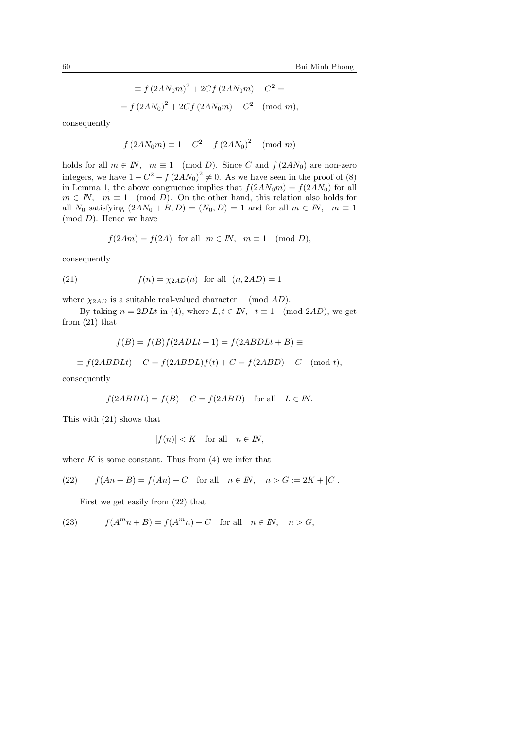$$\equiv f(2AN_0m)^2 + 2Cf(2AN_0m) + C^2 =$$

$$= f(2AN_0)^2 + 2Cf(2AN_0m) + C^2 \pmod{m},$$

consequently

$$f(2AN_0m) \equiv 1 - C^2 - f(2AN_0)^2 \pmod{m}$$

holds for all $m \in I\!N$, $m \equiv 1 \pmod{D}$. Since $C$ and $f(2AN_0)$ are non-zero integers, we have $1 - C^2 - f(2AN_0)^2 \neq 0$. As we have seen in the proof of (8) in Lemma 1, the above congruence implies that $f(2AN_0m) = f(2AN_0)$ for all $m \in I\!N$, $m \equiv 1 \pmod{D}$. On the other hand, this relation also holds for all $N_0$ satisfying $(2AN_0 + B, D) = (N_0, D) = 1$ and for all $m \in I\!N$, $m \equiv 1 \pmod{D}$. Hence we have

$$f(2Am) = f(2A) \text{ for all } m \in I\!N, \quad m \equiv 1 \pmod{D},$$

consequently

$$f(n) = \chi_{2AD}(n) \text{ for all } (n, 2AD) = 1 \tag{21}$$

where $\chi_{2AD}$ is a suitable real-valued character $\pmod{AD}$.

By taking $n = 2DLt$ in (4), where $L, t \in I\!N$, $t \equiv 1 \pmod{2AD}$, we get from (21) that

$$f(B) = f(B)f(2ADLt + 1) = f(2ABDLt + B) \equiv$$

$$\equiv f(2ABDLt) + C = f(2ABDL)f(t) + C = f(2ABD) + C \pmod{t},$$

consequently

$$f(2ABDL) = f(B) - C = f(2ABD) \quad \text{for all} \quad L \in I\!N.$$

This with (21) shows that

$$|f(n)| < K \quad \text{for all} \quad n \in I\!N,$$

where $K$ is some constant. Thus from (4) we infer that

$$f(An + B) = f(An) + C \quad \text{for all} \quad n \in I\!N, \quad n > G := 2K + |C|. \tag{22}$$

First we get easily from (22) that

$$f(A^m n + B) = f(A^m n) + C \quad \text{for all} \quad n \in I\!N, \quad n > G, \tag{23}$$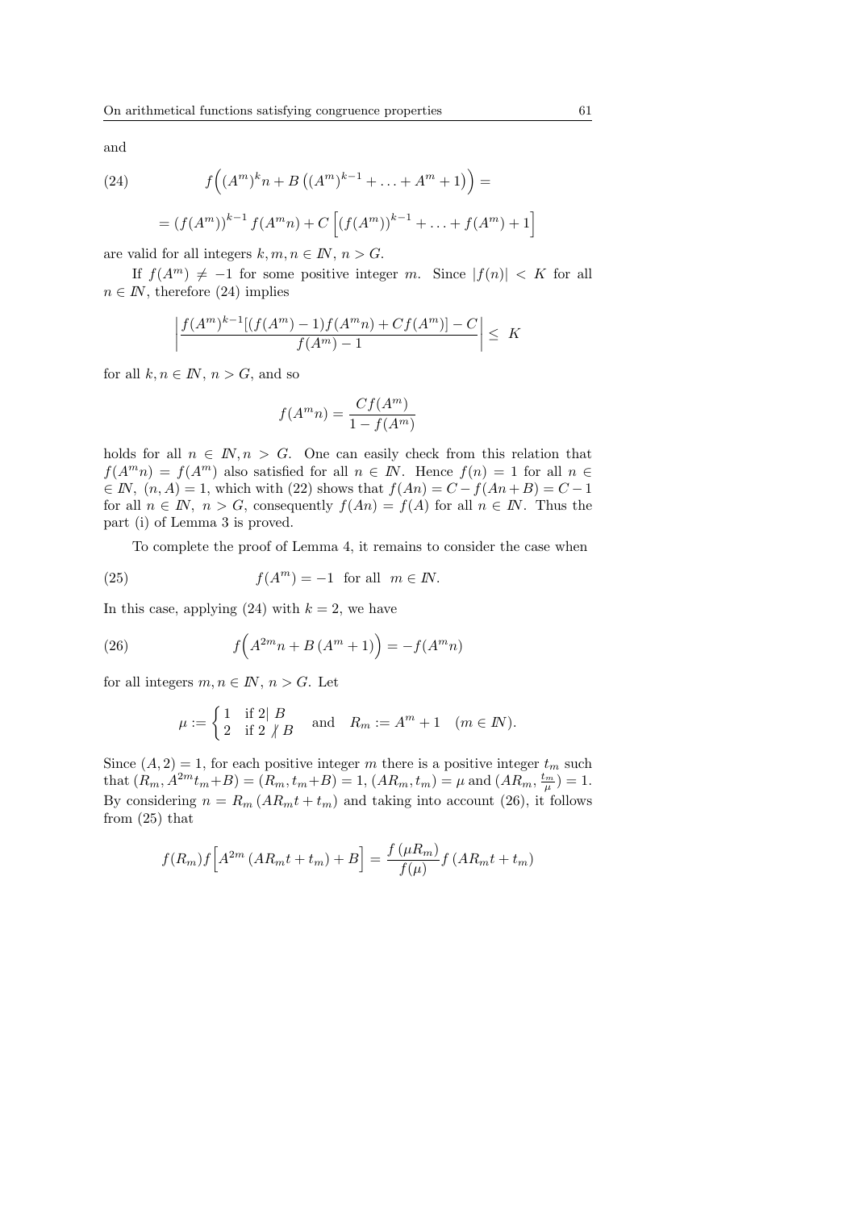and

$$
(24)\qquad f\Big((A^m)^k n + B\left((A^m)^{k-1} + \ldots + A^m + 1\right)\Big) =
$$

$$
= (f(A^m))^{k-1} f(A^m n) + C\left[(f(A^m))^{k-1} + \ldots + f(A^m) + 1\right]
$$

are valid for all integers $k, m, n \in I\!N$, $n > G$.

If $f(A^m) \neq -1$ for some positive integer $m$. Since $|f(n)| < K$ for all $n \in I\!N$, therefore (24) implies

$$
\left| \frac{f(A^m)^{k-1}[(f(A^m)-1)f(A^m n) + Cf(A^m)] - C}{f(A^m) - 1} \right| \leq K
$$

for all $k, n \in I\!N$, $n > G$, and so

$$
f(A^m n) = \frac{Cf(A^m)}{1 - f(A^m)}
$$

holds for all $n \in I\!N, n > G$. One can easily check from this relation that $f(A^m n) = f(A^m)$ also satisfied for all $n \in I\!N$. Hence $f(n) = 1$ for all $n \in \in I\!N$, $(n, A) = 1$, which with (22) shows that $f(An) = C - f(An + B) = C - 1$ for all $n \in I\!N$, $n > G$, consequently $f(An) = f(A)$ for all $n \in I\!N$. Thus the part (i) of Lemma 3 is proved.

To complete the proof of Lemma 4, it remains to consider the case when

$$
(25)\qquad f(A^m) = -1 \ \text{ for all } \ m \in I\!N.
$$

In this case, applying (24) with $k = 2$, we have

$$
(26)\qquad f\Big(A^{2m} n + B\,(A^m + 1)\Big) = -f(A^m n)
$$

for all integers $m, n \in I\!N$, $n > G$. Let

$$
\mu := \begin{cases} 1 & \text{if } 2 \mid B \\ 2 & \text{if } 2 \not| \, B \end{cases} \quad \text{and} \quad R_m := A^m + 1 \quad (m \in I\!N).
$$

Since $(A, 2) = 1$, for each positive integer $m$ there is a positive integer $t_m$ such that $(R_m, A^{2m} t_m + B) = (R_m, t_m + B) = 1$, $(AR_m, t_m) = \mu$ and $(AR_m, \frac{t_m}{\mu}) = 1$. By considering $n = R_m\,(AR_m t + t_m)$ and taking into account (26), it follows from (25) that

$$
f(R_m) f\Big[A^{2m}\,(AR_m t + t_m) + B\Big] = \frac{f\,(\mu R_m)}{f(\mu)} f\,(AR_m t + t_m)
$$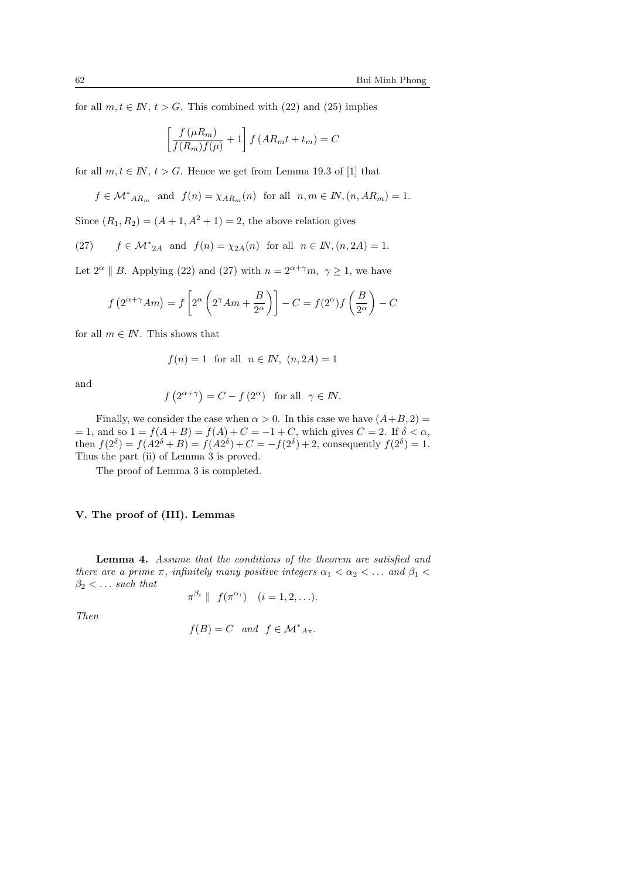for all $m, t \in I\!N$, $t > G$. This combined with (22) and (25) implies

$$\left[\frac{f(\mu R_m)}{f(R_m) f(\mu)} + 1\right] f(AR_m t + t_m) = C$$

for all $m, t \in I\!N$, $t > G$. Hence we get from Lemma 19.3 of [1] that

$$f \in \mathcal{M}^*{}_{AR_m} \text{ and } f(n) = \chi_{AR_m}(n) \text{ for all } n, m \in I\!N, (n, AR_m) = 1.$$

Since $(R_1, R_2) = (A + 1, A^2 + 1) = 2$, the above relation gives

$$(27) \qquad f \in \mathcal{M}^*{}_{2A} \text{ and } f(n) = \chi_{2A}(n) \text{ for all } n \in I\!N, (n, 2A) = 1.$$

Let $2^\alpha \parallel B$. Applying (22) and (27) with $n = 2^{\alpha+\gamma} m$, $\gamma \geq 1$, we have

$$f\left(2^{\alpha+\gamma} Am\right) = f\left[2^\alpha \left(2^\gamma Am + \frac{B}{2^\alpha}\right)\right] - C = f(2^\alpha) f\left(\frac{B}{2^\alpha}\right) - C$$

for all $m \in I\!N$. This shows that

$$f(n) = 1 \text{ for all } n \in I\!N, \ (n, 2A) = 1$$

and

$$f\left(2^{\alpha+\gamma}\right) = C - f\left(2^\alpha\right) \text{ for all } \gamma \in I\!N.$$

Finally, we consider the case when $\alpha > 0$. In this case we have $(A+B, 2) = 1$, and so $1 = f(A + B) = f(A) + C = -1 + C$, which gives $C = 2$. If $\delta < \alpha$, then $f(2^\delta) = f(A2^\delta + B) = f(A2^\delta) + C = -f(2^\delta) + 2$, consequently $f(2^\delta) = 1$. Thus the part (ii) of Lemma 3 is proved.

The proof of Lemma 3 is completed.

## V. The proof of (III). Lemmas

**Lemma 4.** *Assume that the conditions of the theorem are satisfied and there are a prime $\pi$, infinitely many positive integers $\alpha_1 < \alpha_2 < \ldots$ and $\beta_1 < \beta_2 < \ldots$ such that*

$$\pi^{\beta_i} \parallel f(\pi^{\alpha_i}) \quad (i = 1, 2, \ldots).$$

*Then*

$$f(B) = C \quad \text{and} \quad f \in \mathcal{M}^*{}_{A\pi}.$$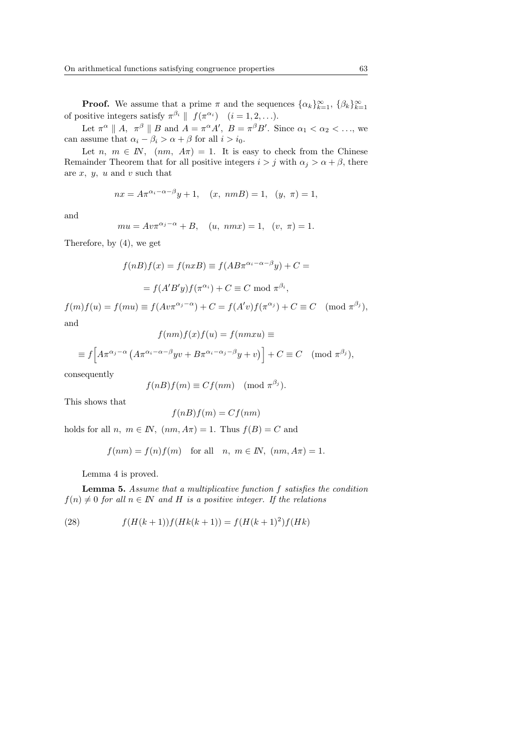**Proof.** We assume that a prime $\pi$ and the sequences $\{\alpha_k\}_{k=1}^{\infty}$, $\{\beta_k\}_{k=1}^{\infty}$ of positive integers satisfy $\pi^{\beta_i} \parallel f(\pi^{\alpha_i}) \quad (i = 1, 2, \ldots)$.

Let $\pi^{\alpha} \parallel A$, $\pi^{\beta} \parallel B$ and $A = \pi^{\alpha} A'$, $B = \pi^{\beta} B'$. Since $\alpha_1 < \alpha_2 < \ldots$, we can assume that $\alpha_i - \beta_i > \alpha + \beta$ for all $i > i_0$.

Let $n, m \in I\!N$, $(nm, A\pi) = 1$. It is easy to check from the Chinese Remainder Theorem that for all positive integers $i > j$ with $\alpha_j > \alpha + \beta$, there are $x$, $y$, $u$ and $v$ such that

$$nx = A\pi^{\alpha_i - \alpha - \beta} y + 1, \quad (x, nmB) = 1, \quad (y, \pi) = 1,$$

and

$$mu = Av\pi^{\alpha_j - \alpha} + B, \quad (u, nmx) = 1, \quad (v, \pi) = 1.$$

Therefore, by (4), we get

$$f(nB)f(x) = f(nxB) \equiv f(AB\pi^{\alpha_i - \alpha - \beta} y) + C =$$

$$= f(A'B'y)f(\pi^{\alpha_i}) + C \equiv C \bmod \pi^{\beta_i},$$

$$f(m)f(u) = f(mu) \equiv f(Av\pi^{\alpha_j - \alpha}) + C = f(A'v)f(\pi^{\alpha_j}) + C \equiv C \pmod{\pi^{\beta_j}},$$

and

$$f(nm)f(x)f(u) = f(nmxu) \equiv$$

$$\equiv f\Big[A\pi^{\alpha_j - \alpha}\left(A\pi^{\alpha_i - \alpha - \beta} yv + B\pi^{\alpha_i - \alpha_j - \beta} y + v\right)\Big] + C \equiv C \pmod{\pi^{\beta_j}},$$

consequently

$$f(nB)f(m) \equiv Cf(nm) \pmod{\pi^{\beta_j}}.$$

This shows that

$$f(nB)f(m) = Cf(nm)$$

holds for all $n, m \in I\!N$, $(nm, A\pi) = 1$. Thus $f(B) = C$ and

$$f(nm) = f(n)f(m) \quad \text{for all} \quad n, m \in I\!N, \ (nm, A\pi) = 1.$$

Lemma 4 is proved.

**Lemma 5.** *Assume that a multiplicative function $f$ satisfies the condition $f(n) \neq 0$ for all $n \in I\!N$ and $H$ is a positive integer. If the relations*

$$f(H(k+1))f(Hk(k+1)) = f(H(k+1)^2)f(Hk) \tag{28}$$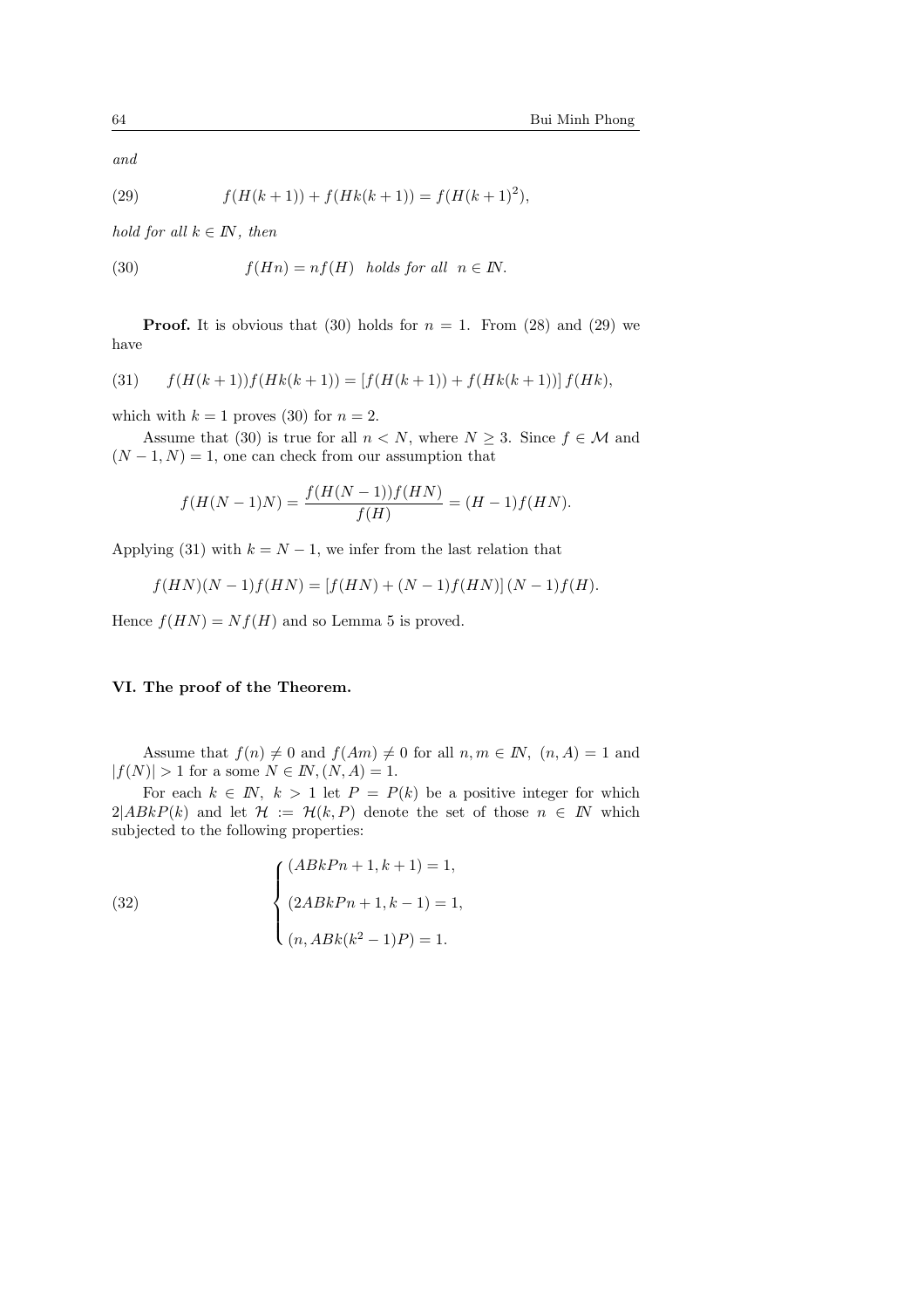*and*

$$f(H(k+1)) + f(Hk(k+1)) = f(H(k+1)^2), \tag{29}$$

*hold for all* $k \in I\!N$, *then*

$$f(Hn) = nf(H) \quad \text{holds for all} \quad n \in I\!N. \tag{30}$$

**Proof.** It is obvious that (30) holds for $n = 1$. From (28) and (29) we have

$$f(H(k+1))f(Hk(k+1)) = \left[f(H(k+1)) + f(Hk(k+1))\right] f(Hk), \tag{31}$$

which with $k = 1$ proves (30) for $n = 2$.

Assume that (30) is true for all $n < N$, where $N \geq 3$. Since $f \in \mathcal{M}$ and $(N-1, N) = 1$, one can check from our assumption that

$$f(H(N-1)N) = \frac{f(H(N-1))f(HN)}{f(H)} = (H-1)f(HN).$$

Applying (31) with $k = N - 1$, we infer from the last relation that

$$f(HN)(N-1)f(HN) = \left[f(HN) + (N-1)f(HN)\right](N-1)f(H).$$

Hence $f(HN) = Nf(H)$ and so Lemma 5 is proved.

### VI. The proof of the Theorem.

Assume that $f(n) \neq 0$ and $f(Am) \neq 0$ for all $n, m \in I\!N$, $(n, A) = 1$ and $|f(N)| > 1$ for a some $N \in I\!N, (N, A) = 1$.

For each $k \in I\!N$, $k > 1$ let $P = P(k)$ be a positive integer for which $2|ABkP(k)$ and let $\mathcal{H} := \mathcal{H}(k, P)$ denote the set of those $n \in I\!N$ which subjected to the following properties:

$$\begin{cases} (ABkPn + 1, k + 1) = 1, \\ (2ABkPn + 1, k - 1) = 1, \\ (n, ABk(k^2 - 1)P) = 1. \end{cases} \tag{32}$$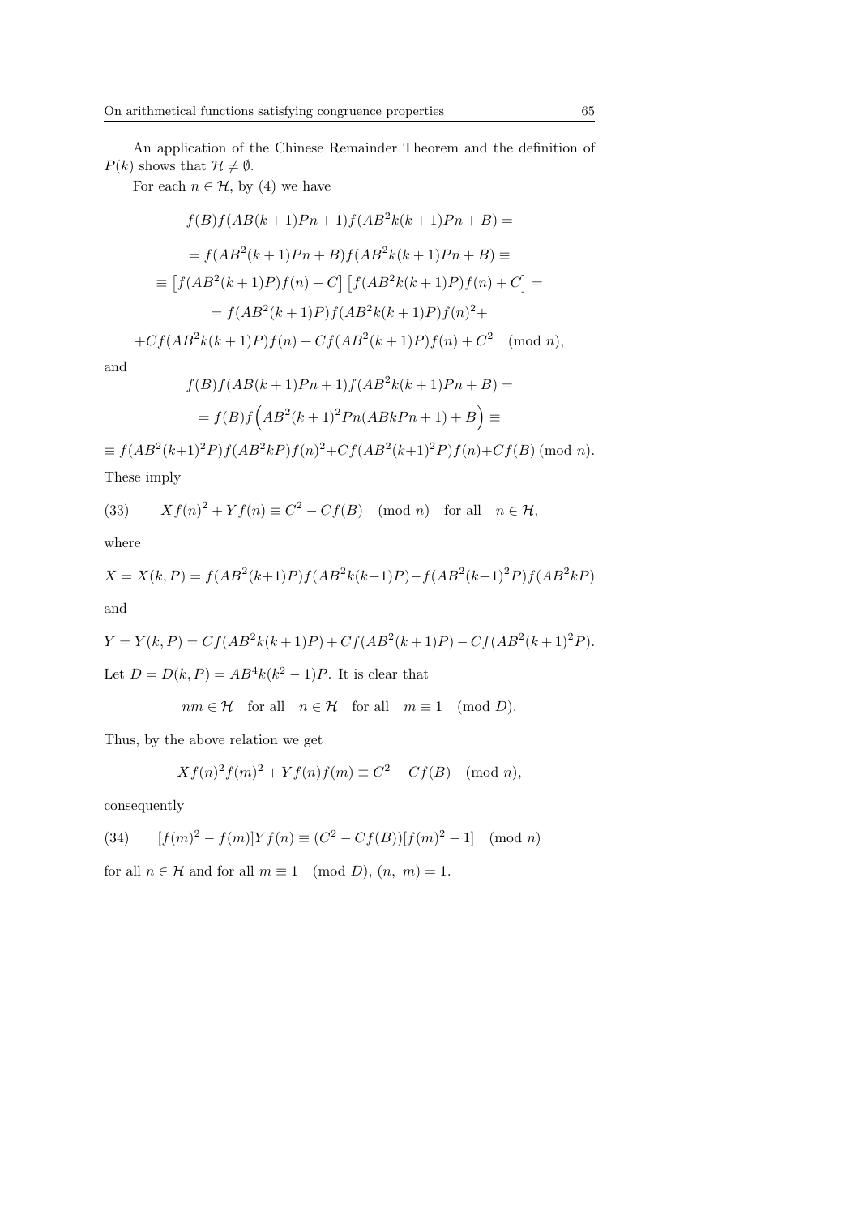An application of the Chinese Remainder Theorem and the definition of $P(k)$ shows that $\mathcal{H} \neq \emptyset$.

For each $n \in \mathcal{H}$, by (4) we have

$$
\begin{aligned}
&f(B)f(AB(k+1)Pn+1)f(AB^2k(k+1)Pn+B) = \\
&= f(AB^2(k+1)Pn+B)f(AB^2k(k+1)Pn+B) \equiv \\
&\equiv \left[f(AB^2(k+1)P)f(n)+C\right]\left[f(AB^2k(k+1)P)f(n)+C\right] = \\
&= f(AB^2(k+1)P)f(AB^2k(k+1)P)f(n)^2 + \\
&+Cf(AB^2k(k+1)P)f(n)+Cf(AB^2(k+1)P)f(n)+C^2 \pmod{n},
\end{aligned}
$$

and

$$
\begin{aligned}
&f(B)f(AB(k+1)Pn+1)f(AB^2k(k+1)Pn+B) = \\
&= f(B)f\Big(AB^2(k+1)^2Pn(ABkPn+1)+B\Big) \equiv
\end{aligned}
$$

$$\equiv f(AB^2(k+1)^2P)f(AB^2kP)f(n)^2+Cf(AB^2(k+1)^2P)f(n)+Cf(B) \pmod{n}.$$

These imply

$$Xf(n)^2+Yf(n) \equiv C^2-Cf(B) \pmod{n} \quad \text{for all} \quad n \in \mathcal{H}, \tag{33}$$

where

$$X = X(k,P) = f(AB^2(k+1)P)f(AB^2k(k+1)P)-f(AB^2(k+1)^2P)f(AB^2kP)$$

and

$$Y = Y(k,P) = Cf(AB^2k(k+1)P)+Cf(AB^2(k+1)P)-Cf(AB^2(k+1)^2P).$$

Let $D = D(k,P) = AB^4k(k^2-1)P$. It is clear that

$$nm \in \mathcal{H} \quad \text{for all} \quad n \in \mathcal{H} \quad \text{for all} \quad m \equiv 1 \pmod{D}.$$

Thus, by the above relation we get

$$Xf(n)^2f(m)^2+Yf(n)f(m) \equiv C^2-Cf(B) \pmod{n},$$

consequently

$$[f(m)^2-f(m)]Yf(n) \equiv (C^2-Cf(B))[f(m)^2-1] \pmod{n} \tag{34}$$

for all $n \in \mathcal{H}$ and for all $m \equiv 1 \pmod{D}$, $(n,\ m)=1$.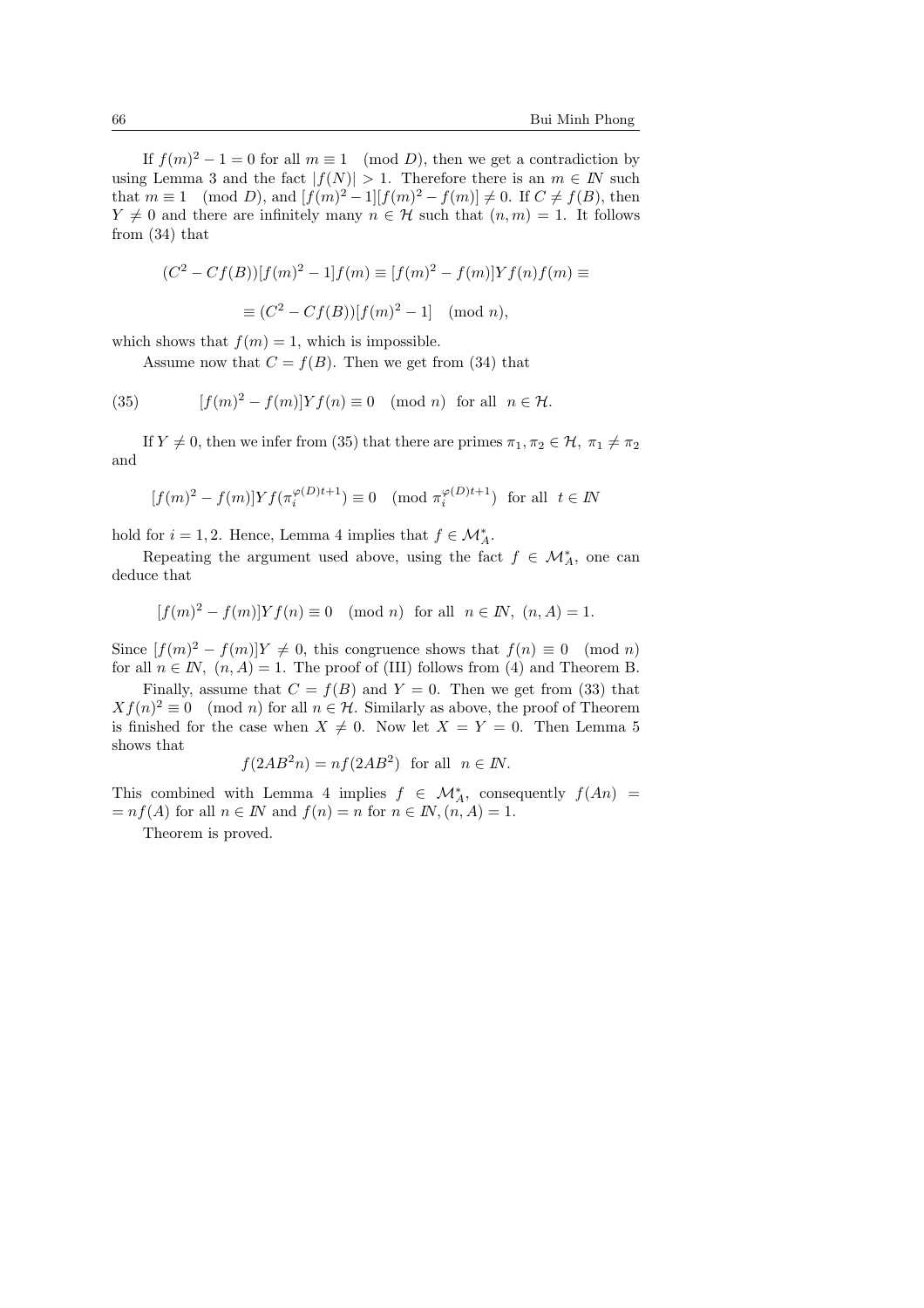If $f(m)^2 - 1 = 0$ for all $m \equiv 1 \pmod{D}$, then we get a contradiction by using Lemma 3 and the fact $|f(N)| > 1$. Therefore there is an $m \in I\!N$ such that $m \equiv 1 \pmod{D}$, and $[f(m)^2 - 1][f(m)^2 - f(m)] \neq 0$. If $C \neq f(B)$, then $Y \neq 0$ and there are infinitely many $n \in \mathcal{H}$ such that $(n, m) = 1$. It follows from (34) that

$$(C^2 - Cf(B))[f(m)^2 - 1]f(m) \equiv [f(m)^2 - f(m)]Yf(n)f(m) \equiv$$

$$\equiv (C^2 - Cf(B))[f(m)^2 - 1] \pmod{n},$$

which shows that $f(m) = 1$, which is impossible.

Assume now that $C = f(B)$. Then we get from (34) that

$$[f(m)^2 - f(m)]Yf(n) \equiv 0 \pmod{n} \text{ for all } n \in \mathcal{H}. \tag{35}$$

If $Y \neq 0$, then we infer from (35) that there are primes $\pi_1, \pi_2 \in \mathcal{H}$, $\pi_1 \neq \pi_2$ and

$$[f(m)^2 - f(m)]Yf(\pi_i^{\varphi(D)t+1}) \equiv 0 \pmod{\pi_i^{\varphi(D)t+1}} \text{ for all } t \in I\!N$$

hold for $i = 1, 2$. Hence, Lemma 4 implies that $f \in \mathcal{M}_A^*$.

Repeating the argument used above, using the fact $f \in \mathcal{M}_A^*$, one can deduce that

$$[f(m)^2 - f(m)]Yf(n) \equiv 0 \pmod{n} \text{ for all } n \in I\!N,\ (n, A) = 1.$$

Since $[f(m)^2 - f(m)]Y \neq 0$, this congruence shows that $f(n) \equiv 0 \pmod{n}$ for all $n \in I\!N$, $(n, A) = 1$. The proof of (III) follows from (4) and Theorem B.

Finally, assume that $C = f(B)$ and $Y = 0$. Then we get from (33) that $Xf(n)^2 \equiv 0 \pmod{n}$ for all $n \in \mathcal{H}$. Similarly as above, the proof of Theorem is finished for the case when $X \neq 0$. Now let $X = Y = 0$. Then Lemma 5 shows that

$$f(2AB^2n) = nf(2AB^2) \text{ for all } n \in I\!N.$$

This combined with Lemma 4 implies $f \in \mathcal{M}_A^*$, consequently $f(An) = nf(A)$ for all $n \in I\!N$ and $f(n) = n$ for $n \in I\!N, (n, A) = 1$.

Theorem is proved.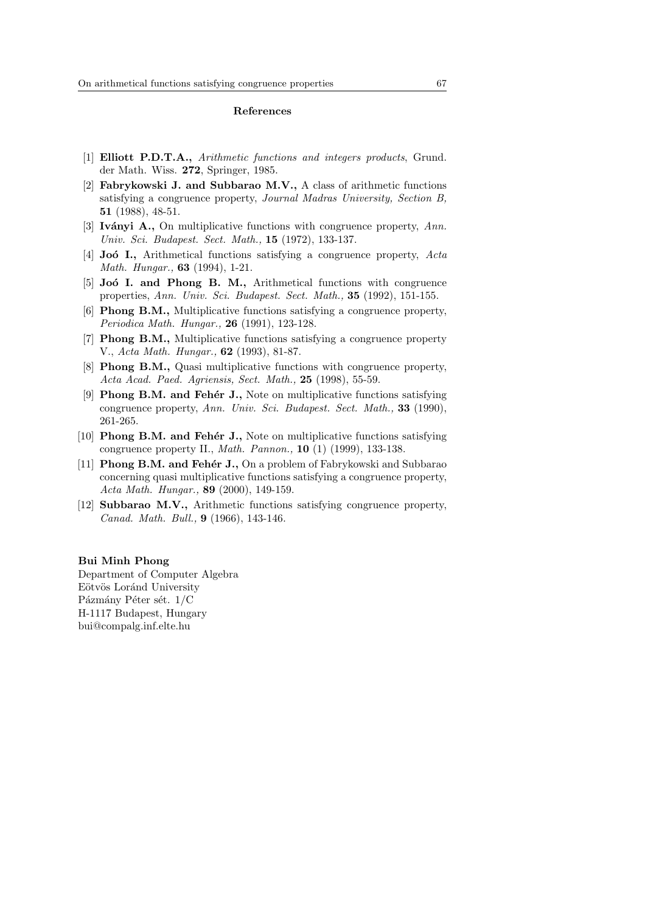## References

[1] **Elliott P.D.T.A.,** *Arithmetic functions and integers products*, Grund. der Math. Wiss. **272**, Springer, 1985.

[2] **Fabrykowski J. and Subbarao M.V.,** A class of arithmetic functions satisfying a congruence property, *Journal Madras University, Section B,* **51** (1988), 48-51.

[3] **Iványi A.,** On multiplicative functions with congruence property, *Ann. Univ. Sci. Budapest. Sect. Math.,* **15** (1972), 133-137.

[4] **Joó I.,** Arithmetical functions satisfying a congruence property, *Acta Math. Hungar.,* **63** (1994), 1-21.

[5] **Joó I. and Phong B. M.,** Arithmetical functions with congruence properties, *Ann. Univ. Sci. Budapest. Sect. Math.,* **35** (1992), 151-155.

[6] **Phong B.M.,** Multiplicative functions satisfying a congruence property, *Periodica Math. Hungar.,* **26** (1991), 123-128.

[7] **Phong B.M.,** Multiplicative functions satisfying a congruence property V., *Acta Math. Hungar.,* **62** (1993), 81-87.

[8] **Phong B.M.,** Quasi multiplicative functions with congruence property, *Acta Acad. Paed. Agriensis, Sect. Math.,* **25** (1998), 55-59.

[9] **Phong B.M. and Fehér J.,** Note on multiplicative functions satisfying congruence property, *Ann. Univ. Sci. Budapest. Sect. Math.,* **33** (1990), 261-265.

[10] **Phong B.M. and Fehér J.,** Note on multiplicative functions satisfying congruence property II., *Math. Pannon.,* **10** (1) (1999), 133-138.

[11] **Phong B.M. and Fehér J.,** On a problem of Fabrykowski and Subbarao concerning quasi multiplicative functions satisfying a congruence property, *Acta Math. Hungar.,* **89** (2000), 149-159.

[12] **Subbarao M.V.,** Arithmetic functions satisfying congruence property, *Canad. Math. Bull.,* **9** (1966), 143-146.

**Bui Minh Phong**
Department of Computer Algebra
Eötvös Loránd University
Pázmány Péter sét. 1/C
H-1117 Budapest, Hungary
bui@compalg.inf.elte.hu